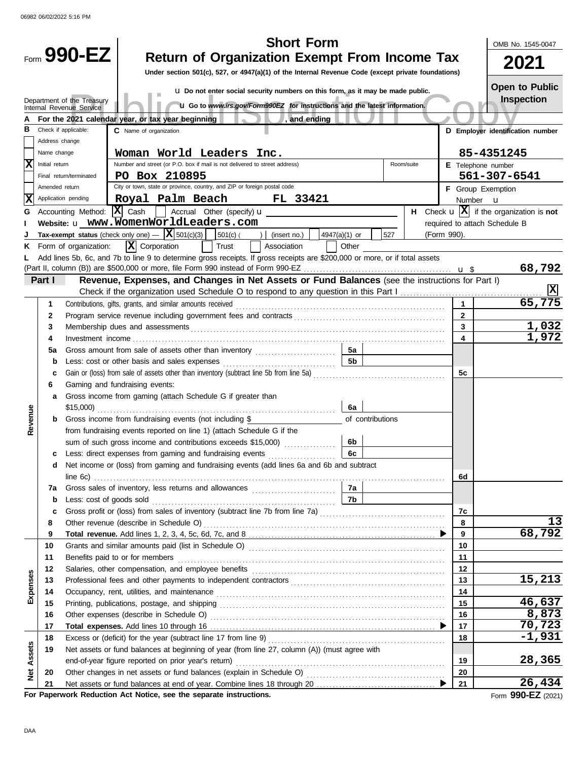06982 06/02/2022 5:16 PM

# Form 990-EZ

## Short Form
## Return of Organization Exempt From Income Tax

**Under section 501(c), 527, or 4947(a)(1) of the Internal Revenue Code (except private foundations)**

u Do not enter social security numbers on this form, as it may be made public.

u Go to *www.irs.gov/Form990EZ* for instructions and the latest information.

Department of the Treasury
Internal Revenue Service

OMB No. 1545-0047

**2021**

**Open to Public Inspection**

Public Inspection Copy

**A** For the 2021 calendar year, or tax year beginning , and ending

**B** Check if applicable:
- [ ] Address change
- [ ] Name change
- [X] Initial return
- [ ] Final return/terminated
- [ ] Amended return
- [X] Application pending

**C** Name of organization: **Woman World Leaders Inc.**

Number and street (or P.O. box if mail is not delivered to street address): **PO Box 210895** Room/suite:

City or town, state or province, country, and ZIP or foreign postal code: **Royal Palm Beach FL 33421**

**D** Employer identification number: **85-4351245**

**E** Telephone number: **561-307-6541**

**F** Group Exemption Number u

**G** Accounting Method: [X] Cash [ ] Accrual Other (specify) u

**H** Check u [X] if the organization is **not** required to attach Schedule B (Form 990).

**I** Website: u **www.WomenWorldLeaders.com**

**J** Tax-exempt status (check only one) — [X] 501(c)(3) [ ] 501(c) ( ) (insert no.) [ ] 4947(a)(1) or [ ] 527

**K** Form of organization: [X] Corporation [ ] Trust [ ] Association [ ] Other

**L** Add lines 5b, 6c, and 7b to line 9 to determine gross receipts. If gross receipts are $200,000 or more, or if total assets (Part II, column (B)) are $500,000 or more, file Form 990 instead of Form 990-EZ u $ **68,792**

## Part I — Revenue, Expenses, and Changes in Net Assets or Fund Balances (see the instructions for Part I)

Check if the organization used Schedule O to respond to any question in this Part I [X]

| Section | Line | Description | Sub-line | Sub-amount | Line | Amount |
|---|---|---|---|---|---|---|
| Revenue | 1 | Contributions, gifts, grants, and similar amounts received | | | 1 | 65,775 |
| | 2 | Program service revenue including government fees and contracts | | | 2 | |
| | 3 | Membership dues and assessments | | | 3 | 1,032 |
| | 4 | Investment income | | | 4 | 1,972 |
| | 5a | Gross amount from sale of assets other than inventory | 5a | | | |
| | b | Less: cost or other basis and sales expenses | 5b | | | |
| | c | Gain or (loss) from sale of assets other than inventory (subtract line 5b from line 5a) | | | 5c | |
| | 6 | Gaming and fundraising events: | | | | |
| | a | Gross income from gaming (attach Schedule G if greater than $15,000) | 6a | | | |
| | b | Gross income from fundraising events (not including $ of contributions from fundraising events reported on line 1) (attach Schedule G if the sum of such gross income and contributions exceeds $15,000) | 6b | | | |
| | c | Less: direct expenses from gaming and fundraising events | 6c | | | |
| | d | Net income or (loss) from gaming and fundraising events (add lines 6a and 6b and subtract line 6c) | | | 6d | |
| | 7a | Gross sales of inventory, less returns and allowances | 7a | | | |
| | b | Less: cost of goods sold | 7b | | | |
| | c | Gross profit or (loss) from sales of inventory (subtract line 7b from line 7a) | | | 7c | |
| | 8 | Other revenue (describe in Schedule O) | | | 8 | 13 |
| | 9 | **Total revenue.** Add lines 1, 2, 3, 4, 5c, 6d, 7c, and 8 ▶ | | | 9 | 68,792 |
| Expenses | 10 | Grants and similar amounts paid (list in Schedule O) | | | 10 | |
| | 11 | Benefits paid to or for members | | | 11 | |
| | 12 | Salaries, other compensation, and employee benefits | | | 12 | |
| | 13 | Professional fees and other payments to independent contractors | | | 13 | 15,213 |
| | 14 | Occupancy, rent, utilities, and maintenance | | | 14 | |
| | 15 | Printing, publications, postage, and shipping | | | 15 | 46,637 |
| | 16 | Other expenses (describe in Schedule O) | | | 16 | 8,873 |
| | 17 | **Total expenses.** Add lines 10 through 16 ▶ | | | 17 | 70,723 |
| Net Assets | 18 | Excess or (deficit) for the year (subtract line 17 from line 9) | | | 18 | -1,931 |
| | 19 | Net assets or fund balances at beginning of year (from line 27, column (A)) (must agree with end-of-year figure reported on prior year's return) | | | 19 | 28,365 |
| | 20 | Other changes in net assets or fund balances (explain in Schedule O) | | | 20 | |
| | 21 | Net assets or fund balances at end of year. Combine lines 18 through 20 ▶ | | | 21 | 26,434 |

**For Paperwork Reduction Act Notice, see the separate instructions.**

Form **990-EZ** (2021)

DAA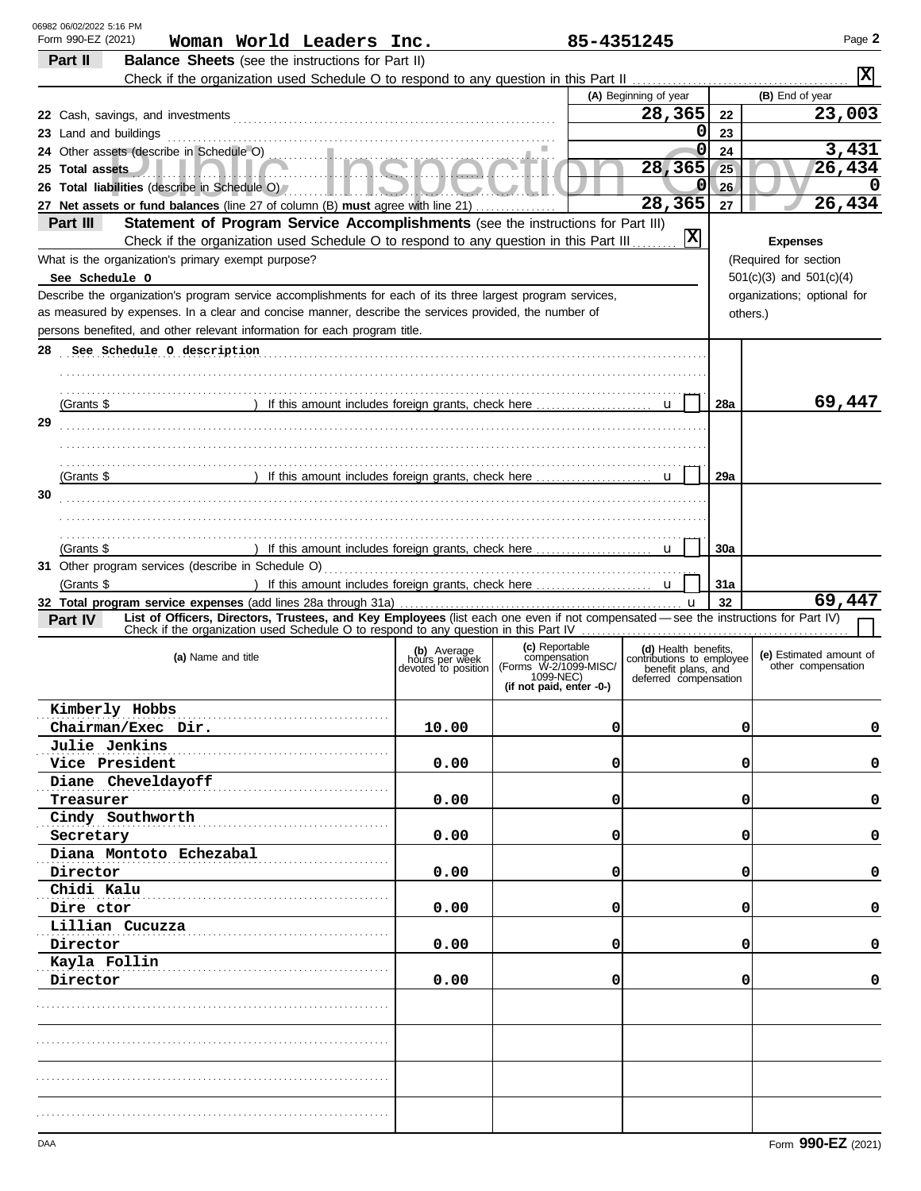Form 990-EZ (2021) **Woman World Leaders Inc.** **85-4351245** Page **2**

**Part II** **Balance Sheets** (see the instructions for Part II)

Check if the organization used Schedule O to respond to any question in this Part II [X]

| | (A) Beginning of year | | (B) End of year |
|---|---|---|---|
| 22 Cash, savings, and investments | 28,365 | 22 | 23,003 |
| 23 Land and buildings | 0 | 23 | |
| 24 Other assets (describe in Schedule O) | 0 | 24 | 3,431 |
| 25 **Total assets** | 28,365 | 25 | 26,434 |
| 26 **Total liabilities** (describe in Schedule O) | 0 | 26 | 0 |
| 27 **Net assets or fund balances** (line 27 of column (B) **must** agree with line 21) | 28,365 | 27 | 26,434 |

**Part III** **Statement of Program Service Accomplishments** (see the instructions for Part III)

Check if the organization used Schedule O to respond to any question in this Part III [X]

**Expenses** (Required for section 501(c)(3) and 501(c)(4) organizations; optional for others.)

What is the organization's primary exempt purpose?

See Schedule O

Describe the organization's program service accomplishments for each of its three largest program services, as measured by expenses. In a clear and concise manner, describe the services provided, the number of persons benefited, and other relevant information for each program title.

| | | | |
|---|---|---|---|
| 28 | See Schedule O description | | |
| | (Grants $ ) If this amount includes foreign grants, check here [ ] | 28a | 69,447 |
| 29 | | | |
| | (Grants $ ) If this amount includes foreign grants, check here [ ] | 29a | |
| 30 | | | |
| | (Grants $ ) If this amount includes foreign grants, check here [ ] | 30a | |
| 31 | Other program services (describe in Schedule O) (Grants $ ) If this amount includes foreign grants, check here [ ] | 31a | |
| 32 | **Total program service expenses** (add lines 28a through 31a) | 32 | 69,447 |

**Part IV** **List of Officers, Directors, Trustees, and Key Employees** (list each one even if not compensated — see the instructions for Part IV)

Check if the organization used Schedule O to respond to any question in this Part IV [ ]

| (a) Name and title | (b) Average hours per week devoted to position | (c) Reportable compensation (Forms W-2/1099-MISC/1099-NEC) (if not paid, enter -0-) | (d) Health benefits, contributions to employee benefit plans, and deferred compensation | (e) Estimated amount of other compensation |
|---|---|---|---|---|
| Kimberly Hobbs<br>Chairman/Exec Dir. | 10.00 | 0 | 0 | 0 |
| Julie Jenkins<br>Vice President | 0.00 | 0 | 0 | 0 |
| Diane Cheveldayoff<br>Treasurer | 0.00 | 0 | 0 | 0 |
| Cindy Southworth<br>Secretary | 0.00 | 0 | 0 | 0 |
| Diana Montoto Echezabal<br>Director | 0.00 | 0 | 0 | 0 |
| Chidi Kalu<br>Dire ctor | 0.00 | 0 | 0 | 0 |
| Lillian Cucuzza<br>Director | 0.00 | 0 | 0 | 0 |
| Kayla Follin<br>Director | 0.00 | 0 | 0 | 0 |
| | | | | |
| | | | | |
| | | | | |
| | | | | |

Form **990-EZ** (2021)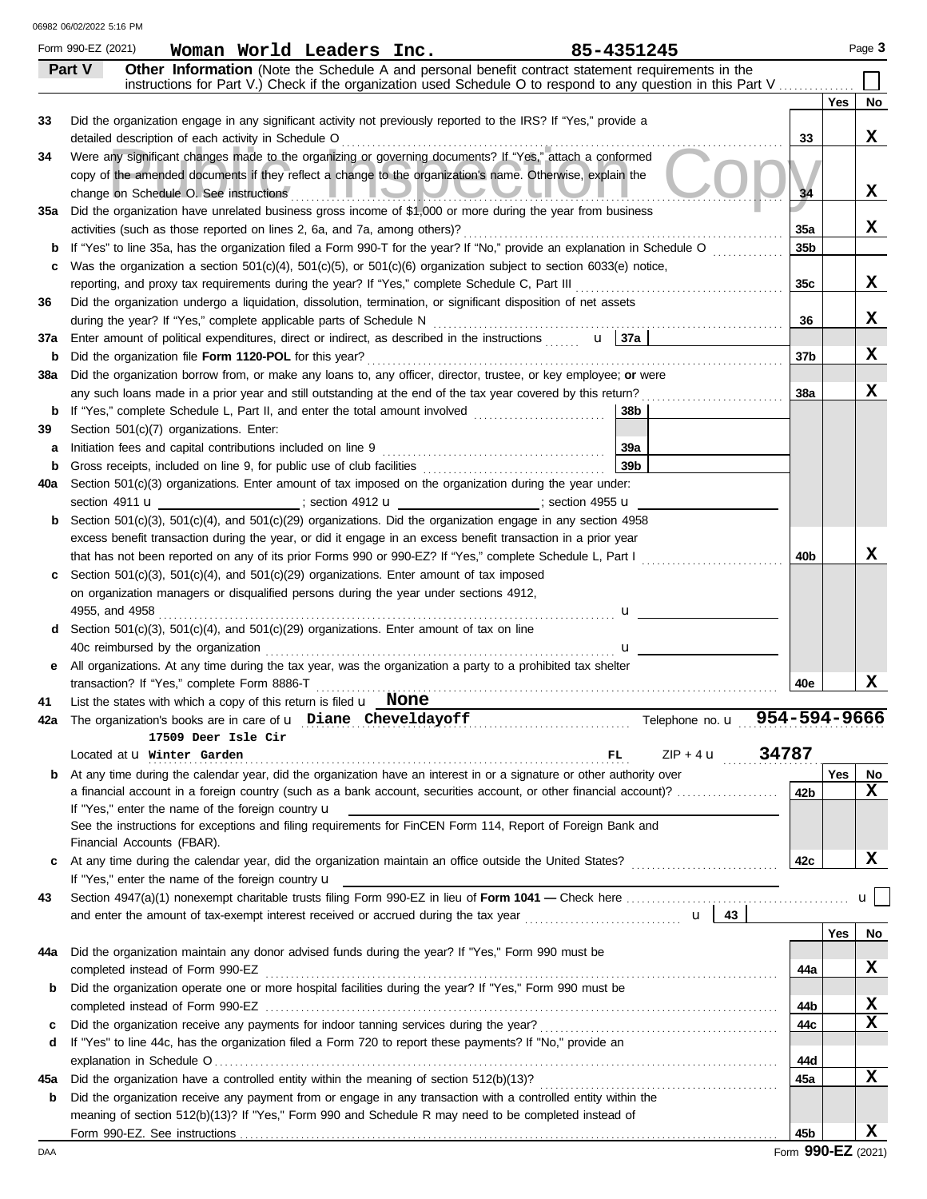Form 990-EZ (2021) **Woman World Leaders Inc.** **85-4351245** Page 3

## Part V — Other Information

(Note the Schedule A and personal benefit contract statement requirements in the instructions for Part V.) Check if the organization used Schedule O to respond to any question in this Part V ☐

| | | Line | Yes | No |
|---|---|---|---|---|
| 33 | Did the organization engage in any significant activity not previously reported to the IRS? If "Yes," provide a detailed description of each activity in Schedule O | 33 | | X |
| 34 | Were any significant changes made to the organizing or governing documents? If "Yes," attach a conformed copy of the amended documents if they reflect a change to the organization's name. Otherwise, explain the change on Schedule O. See instructions | 34 | | X |
| 35a | Did the organization have unrelated business gross income of $1,000 or more during the year from business activities (such as those reported on lines 2, 6a, and 7a, among others)? | 35a | | X |
| b | If "Yes" to line 35a, has the organization filed a Form 990-T for the year? If "No," provide an explanation in Schedule O | 35b | | |
| c | Was the organization a section 501(c)(4), 501(c)(5), or 501(c)(6) organization subject to section 6033(e) notice, reporting, and proxy tax requirements during the year? If "Yes," complete Schedule C, Part III | 35c | | X |
| 36 | Did the organization undergo a liquidation, dissolution, termination, or significant disposition of net assets during the year? If "Yes," complete applicable parts of Schedule N | 36 | | X |
| 37a | Enter amount of political expenditures, direct or indirect, as described in the instructions u 37a | | | |
| b | Did the organization file **Form 1120-POL** for this year? | 37b | | X |
| 38a | Did the organization borrow from, or make any loans to, any officer, director, trustee, or key employee; **or** were any such loans made in a prior year and still outstanding at the end of the tax year covered by this return? | 38a | | X |
| b | If "Yes," complete Schedule L, Part II, and enter the total amount involved 38b | | | |
| 39 | Section 501(c)(7) organizations. Enter: | | | |
| a | Initiation fees and capital contributions included on line 9 39a | | | |
| b | Gross receipts, included on line 9, for public use of club facilities 39b | | | |
| 40a | Section 501(c)(3) organizations. Enter amount of tax imposed on the organization during the year under: section 4911 u ; section 4912 u ; section 4955 u | | | |
| b | Section 501(c)(3), 501(c)(4), and 501(c)(29) organizations. Did the organization engage in any section 4958 excess benefit transaction during the year, or did it engage in an excess benefit transaction in a prior year that has not been reported on any of its prior Forms 990 or 990-EZ? If "Yes," complete Schedule L, Part I | 40b | | X |
| c | Section 501(c)(3), 501(c)(4), and 501(c)(29) organizations. Enter amount of tax imposed on organization managers or disqualified persons during the year under sections 4912, 4955, and 4958 u | | | |
| d | Section 501(c)(3), 501(c)(4), and 501(c)(29) organizations. Enter amount of tax on line 40c reimbursed by the organization u | | | |
| e | All organizations. At any time during the tax year, was the organization a party to a prohibited tax shelter transaction? If "Yes," complete Form 8886-T | 40e | | X |

41 List the states with which a copy of this return is filed u **None**

42a The organization's books are in care of u **Diane Cheveldayoff** Telephone no. u **954-594-9666**

Located at u **17509 Deer Isle Cir Winter Garden** **FL** ZIP + 4 u **34787**

| | | Line | Yes | No |
|---|---|---|---|---|
| b | At any time during the calendar year, did the organization have an interest in or a signature or other authority over a financial account in a foreign country (such as a bank account, securities account, or other financial account)? If "Yes," enter the name of the foreign country u. See the instructions for exceptions and filing requirements for FinCEN Form 114, Report of Foreign Bank and Financial Accounts (FBAR). | 42b | | X |
| c | At any time during the calendar year, did the organization maintain an office outside the United States? If "Yes," enter the name of the foreign country u | 42c | | X |

43 Section 4947(a)(1) nonexempt charitable trusts filing Form 990-EZ in lieu of **Form 1041 —** Check here u ☐ and enter the amount of tax-exempt interest received or accrued during the tax year u 43

| | | Line | Yes | No |
|---|---|---|---|---|
| 44a | Did the organization maintain any donor advised funds during the year? If "Yes," Form 990 must be completed instead of Form 990-EZ | 44a | | X |
| b | Did the organization operate one or more hospital facilities during the year? If "Yes," Form 990 must be completed instead of Form 990-EZ | 44b | | X |
| c | Did the organization receive any payments for indoor tanning services during the year? | 44c | | X |
| d | If "Yes" to line 44c, has the organization filed a Form 720 to report these payments? If "No," provide an explanation in Schedule O | 44d | | |
| 45a | Did the organization have a controlled entity within the meaning of section 512(b)(13)? | 45a | | X |
| b | Did the organization receive any payment from or engage in any transaction with a controlled entity within the meaning of section 512(b)(13)? If "Yes," Form 990 and Schedule R may need to be completed instead of Form 990-EZ. See instructions | 45b | | X |

Form **990-EZ** (2021)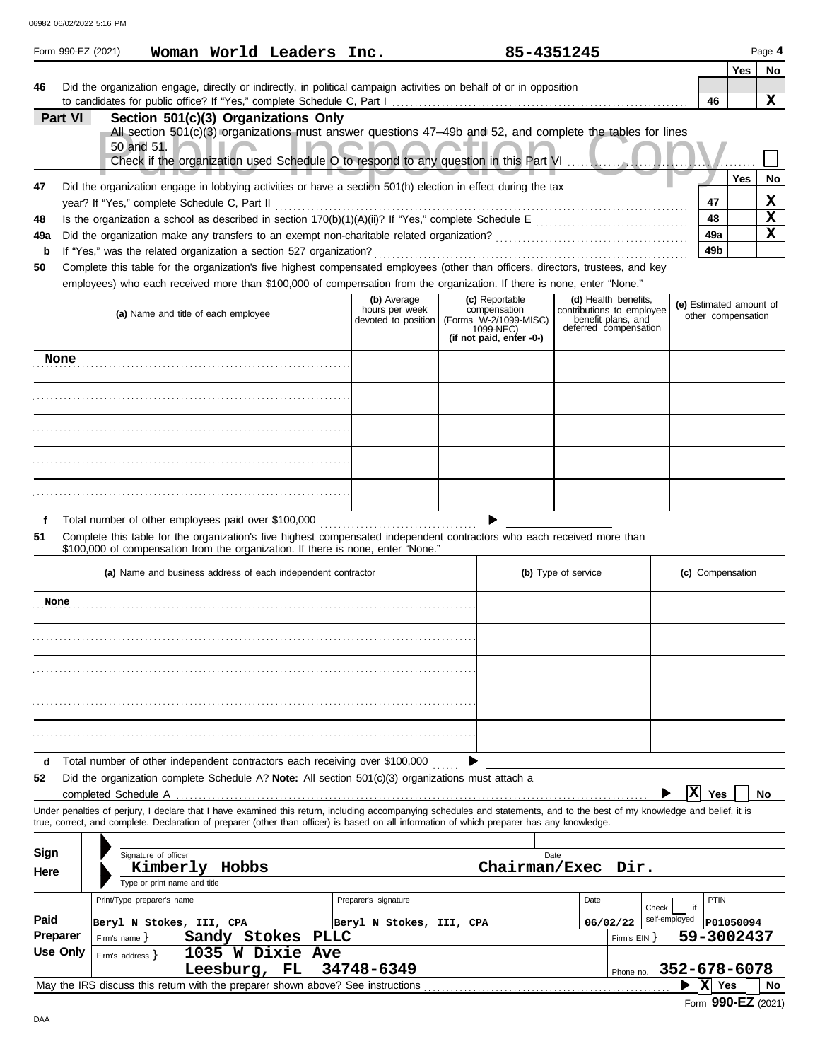Form 990-EZ (2021) **Woman World Leaders Inc.** **85-4351245** Page 4

| | | | Yes | No |
|---|---|---|---|---|
| 46 | Did the organization engage, directly or indirectly, in political campaign activities on behalf of or in opposition to candidates for public office? If "Yes," complete Schedule C, Part I | 46 | | X |

## Part VI Section 501(c)(3) Organizations Only

All section 501(c)(3) organizations must answer questions 47–49b and 52, and complete the tables for lines 50 and 51.

Check if the organization used Schedule O to respond to any question in this Part VI ☐

Public Inspection Copy

| | | | Yes | No |
|---|---|---|---|---|
| 47 | Did the organization engage in lobbying activities or have a section 501(h) election in effect during the tax year? If "Yes," complete Schedule C, Part II | 47 | | X |
| 48 | Is the organization a school as described in section 170(b)(1)(A)(ii)? If "Yes," complete Schedule E | 48 | | X |
| 49a | Did the organization make any transfers to an exempt non-charitable related organization? | 49a | | X |
| b | If "Yes," was the related organization a section 527 organization? | 49b | | |

**50** Complete this table for the organization's five highest compensated employees (other than officers, directors, trustees, and key employees) who each received more than $100,000 of compensation from the organization. If there is none, enter "None."

| (a) Name and title of each employee | (b) Average hours per week devoted to position | (c) Reportable compensation (Forms W-2/1099-MISC/1099-NEC) (if not paid, enter -0-) | (d) Health benefits, contributions to employee benefit plans, and deferred compensation | (e) Estimated amount of other compensation |
|---|---|---|---|---|
| None | | | | |
| | | | | |
| | | | | |
| | | | | |
| | | | | |

**f** Total number of other employees paid over $100,000 ▶

**51** Complete this table for the organization's five highest compensated independent contractors who each received more than $100,000 of compensation from the organization. If there is none, enter "None."

| (a) Name and business address of each independent contractor | (b) Type of service | (c) Compensation |
|---|---|---|
| None | | |
| | | |
| | | |
| | | |
| | | |

**d** Total number of other independent contractors each receiving over $100,000 ▶

**52** Did the organization complete Schedule A? **Note:** All section 501(c)(3) organizations must attach a completed Schedule A ▶ ☒ Yes ☐ No

Under penalties of perjury, I declare that I have examined this return, including accompanying schedules and statements, and to the best of my knowledge and belief, it is true, correct, and complete. Declaration of preparer (other than officer) is based on all information of which preparer has any knowledge.

**Sign Here**

Signature of officer — Date

**Kimberly Hobbs** — **Chairman/Exec Dir.**

Type or print name and title

| **Paid Preparer Use Only** | Print/Type preparer's name | Preparer's signature | Date | Check ☐ if self-employed | PTIN |
|---|---|---|---|---|---|
| | Beryl N Stokes, III, CPA | Beryl N Stokes, III, CPA | 06/02/22 | | P01050094 |
| | Firm's name **Sandy Stokes PLLC** | | Firm's EIN | | **59-3002437** |
| | Firm's address **1035 W Dixie Ave, Leesburg, FL 34748-6349** | | Phone no. | | **352-678-6078** |

May the IRS discuss this return with the preparer shown above? See instructions ▶ ☒ Yes ☐ No

Form **990-EZ** (2021)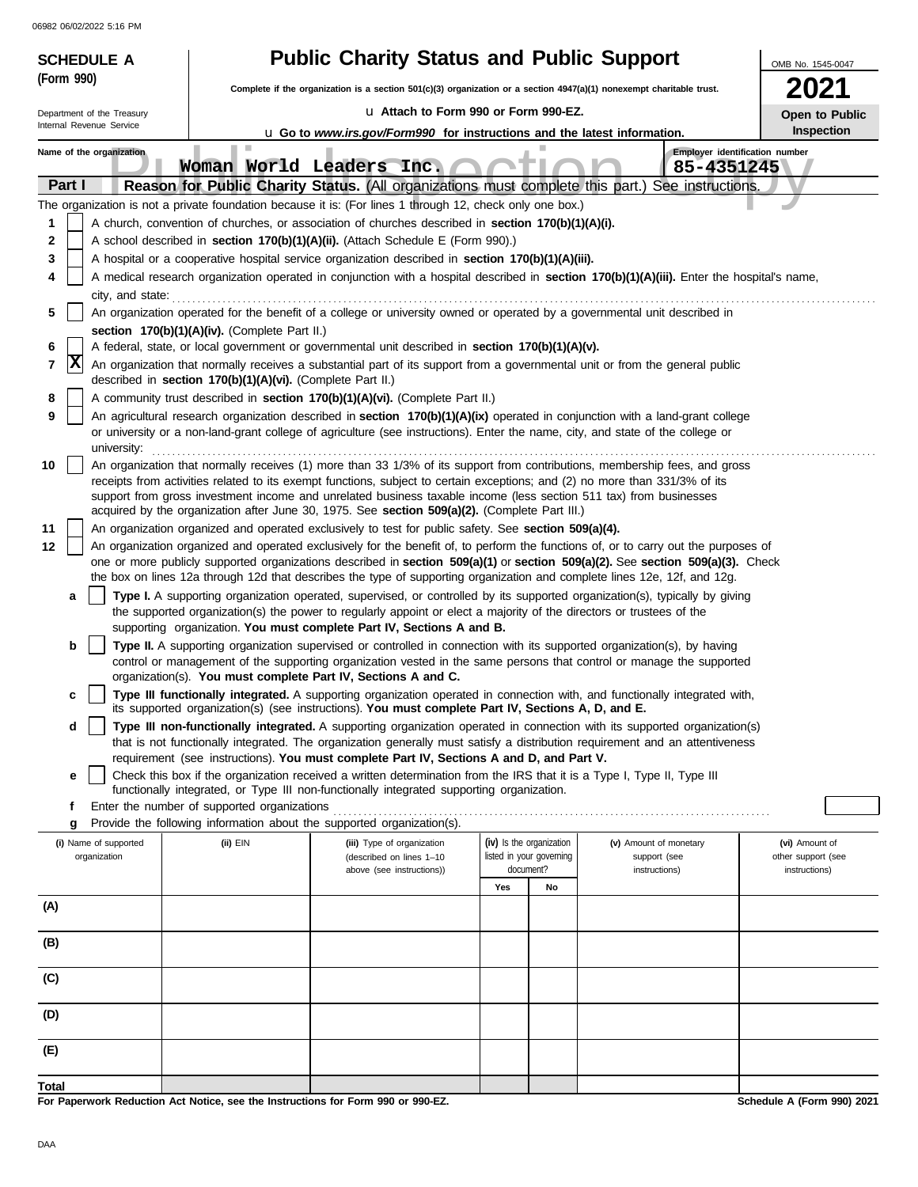**SCHEDULE A (Form 990)**

Department of the Treasury
Internal Revenue Service

# Public Charity Status and Public Support

**Complete if the organization is a section 501(c)(3) organization or a section 4947(a)(1) nonexempt charitable trust.**

u Attach to Form 990 or Form 990-EZ.

u Go to *www.irs.gov/Form990* for instructions and the latest information.

OMB No. 1545-0047

**2021**

**Open to Public Inspection**

Name of the organization: Woman World Leaders Inc.

Employer identification number: 85-4351245

## Part I — Reason for Public Charity Status. (All organizations must complete this part.) See instructions.

The organization is not a private foundation because it is: (For lines 1 through 12, check only one box.)

1. [ ] A church, convention of churches, or association of churches described in **section 170(b)(1)(A)(i).**
2. [ ] A school described in **section 170(b)(1)(A)(ii).** (Attach Schedule E (Form 990).)
3. [ ] A hospital or a cooperative hospital service organization described in **section 170(b)(1)(A)(iii).**
4. [ ] A medical research organization operated in conjunction with a hospital described in **section 170(b)(1)(A)(iii).** Enter the hospital's name, city, and state:
5. [ ] An organization operated for the benefit of a college or university owned or operated by a governmental unit described in **section 170(b)(1)(A)(iv).** (Complete Part II.)
6. [ ] A federal, state, or local government or governmental unit described in **section 170(b)(1)(A)(v).**
7. [X] An organization that normally receives a substantial part of its support from a governmental unit or from the general public described in **section 170(b)(1)(A)(vi).** (Complete Part II.)
8. [ ] A community trust described in **section 170(b)(1)(A)(vi).** (Complete Part II.)
9. [ ] An agricultural research organization described in **section 170(b)(1)(A)(ix)** operated in conjunction with a land-grant college or university or a non-land-grant college of agriculture (see instructions). Enter the name, city, and state of the college or university:
10. [ ] An organization that normally receives (1) more than 33 1/3% of its support from contributions, membership fees, and gross receipts from activities related to its exempt functions, subject to certain exceptions; and (2) no more than 331/3% of its support from gross investment income and unrelated business taxable income (less section 511 tax) from businesses acquired by the organization after June 30, 1975. See **section 509(a)(2).** (Complete Part III.)
11. [ ] An organization organized and operated exclusively to test for public safety. See **section 509(a)(4).**
12. [ ] An organization organized and operated exclusively for the benefit of, to perform the functions of, or to carry out the purposes of one or more publicly supported organizations described in **section 509(a)(1)** or **section 509(a)(2).** See **section 509(a)(3).** Check the box on lines 12a through 12d that describes the type of supporting organization and complete lines 12e, 12f, and 12g.
   - **a** [ ] **Type I.** A supporting organization operated, supervised, or controlled by its supported organization(s), typically by giving the supported organization(s) the power to regularly appoint or elect a majority of the directors or trustees of the supporting organization. **You must complete Part IV, Sections A and B.**
   - **b** [ ] **Type II.** A supporting organization supervised or controlled in connection with its supported organization(s), by having control or management of the supporting organization vested in the same persons that control or manage the supported organization(s). **You must complete Part IV, Sections A and C.**
   - **c** [ ] **Type III functionally integrated.** A supporting organization operated in connection with, and functionally integrated with, its supported organization(s) (see instructions). **You must complete Part IV, Sections A, D, and E.**
   - **d** [ ] **Type III non-functionally integrated.** A supporting organization operated in connection with its supported organization(s) that is not functionally integrated. The organization generally must satisfy a distribution requirement and an attentiveness requirement (see instructions). **You must complete Part IV, Sections A and D, and Part V.**
   - **e** [ ] Check this box if the organization received a written determination from the IRS that it is a Type I, Type II, Type III functionally integrated, or Type III non-functionally integrated supporting organization.
   - **f** Enter the number of supported organizations
   - **g** Provide the following information about the supported organization(s).

| (i) Name of supported organization | (ii) EIN | (iii) Type of organization (described on lines 1–10 above (see instructions)) | (iv) Is the organization listed in your governing document? Yes | No | (v) Amount of monetary support (see instructions) | (vi) Amount of other support (see instructions) |
|---|---|---|---|---|---|---|
| (A) | | | | | | |
| (B) | | | | | | |
| (C) | | | | | | |
| (D) | | | | | | |
| (E) | | | | | | |
| **Total** | | | | | | |

**For Paperwork Reduction Act Notice, see the Instructions for Form 990 or 990-EZ.**

Schedule A (Form 990) 2021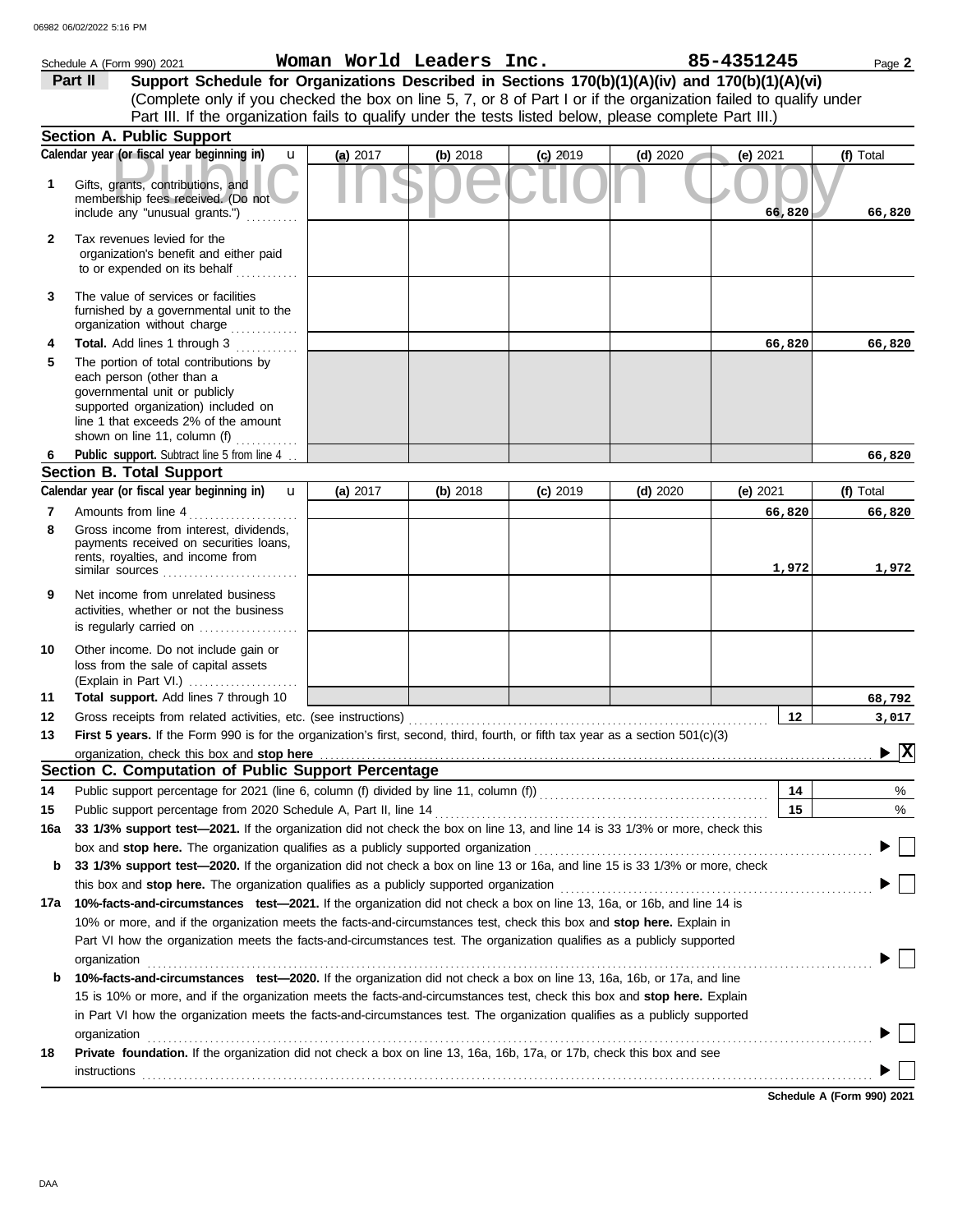Schedule A (Form 990) 2021 **Woman World Leaders Inc.** **85-4351245** Page **2**

**Part II** **Support Schedule for Organizations Described in Sections 170(b)(1)(A)(iv) and 170(b)(1)(A)(vi)**
(Complete only if you checked the box on line 5, 7, or 8 of Part I or if the organization failed to qualify under Part III. If the organization fails to qualify under the tests listed below, please complete Part III.)

## Section A. Public Support

| Calendar year (or fiscal year beginning in) | (a) 2017 | (b) 2018 | (c) 2019 | (d) 2020 | (e) 2021 | (f) Total |
|---|---|---|---|---|---|---|
| **1** Gifts, grants, contributions, and membership fees received. (Do not include any "unusual grants.") | | | | | 66,820 | 66,820 |
| **2** Tax revenues levied for the organization's benefit and either paid to or expended on its behalf | | | | | | |
| **3** The value of services or facilities furnished by a governmental unit to the organization without charge | | | | | | |
| **4** **Total.** Add lines 1 through 3 | | | | | 66,820 | 66,820 |
| **5** The portion of total contributions by each person (other than a governmental unit or publicly supported organization) included on line 1 that exceeds 2% of the amount shown on line 11, column (f) | | | | | | |
| **6** **Public support.** Subtract line 5 from line 4 | | | | | | 66,820 |

## Section B. Total Support

| Calendar year (or fiscal year beginning in) | (a) 2017 | (b) 2018 | (c) 2019 | (d) 2020 | (e) 2021 | (f) Total |
|---|---|---|---|---|---|---|
| **7** Amounts from line 4 | | | | | 66,820 | 66,820 |
| **8** Gross income from interest, dividends, payments received on securities loans, rents, royalties, and income from similar sources | | | | | 1,972 | 1,972 |
| **9** Net income from unrelated business activities, whether or not the business is regularly carried on | | | | | | |
| **10** Other income. Do not include gain or loss from the sale of capital assets (Explain in Part VI.) | | | | | | |
| **11** **Total support.** Add lines 7 through 10 | | | | | | 68,792 |

**12** Gross receipts from related activities, etc. (see instructions) **12** 3,017

**13** **First 5 years.** If the Form 990 is for the organization's first, second, third, fourth, or fifth tax year as a section 501(c)(3) organization, check this box and **stop here** ▶ [X]

## Section C. Computation of Public Support Percentage

**14** Public support percentage for 2021 (line 6, column (f) divided by line 11, column (f)) **14** %

**15** Public support percentage from 2020 Schedule A, Part II, line 14 **15** %

**16a** **33 1/3% support test—2021.** If the organization did not check the box on line 13, and line 14 is 33 1/3% or more, check this box and **stop here.** The organization qualifies as a publicly supported organization ▶ [ ]

**b** **33 1/3% support test—2020.** If the organization did not check a box on line 13 or 16a, and line 15 is 33 1/3% or more, check this box and **stop here.** The organization qualifies as a publicly supported organization ▶ [ ]

**17a** **10%-facts-and-circumstances test—2021.** If the organization did not check a box on line 13, 16a, or 16b, and line 14 is 10% or more, and if the organization meets the facts-and-circumstances test, check this box and **stop here.** Explain in Part VI how the organization meets the facts-and-circumstances test. The organization qualifies as a publicly supported organization ▶ [ ]

**b** **10%-facts-and-circumstances test—2020.** If the organization did not check a box on line 13, 16a, 16b, or 17a, and line 15 is 10% or more, and if the organization meets the facts-and-circumstances test, check this box and **stop here.** Explain in Part VI how the organization meets the facts-and-circumstances test. The organization qualifies as a publicly supported organization ▶ [ ]

**18** **Private foundation.** If the organization did not check a box on line 13, 16a, 16b, 17a, or 17b, check this box and see instructions ▶ [ ]

**Schedule A (Form 990) 2021**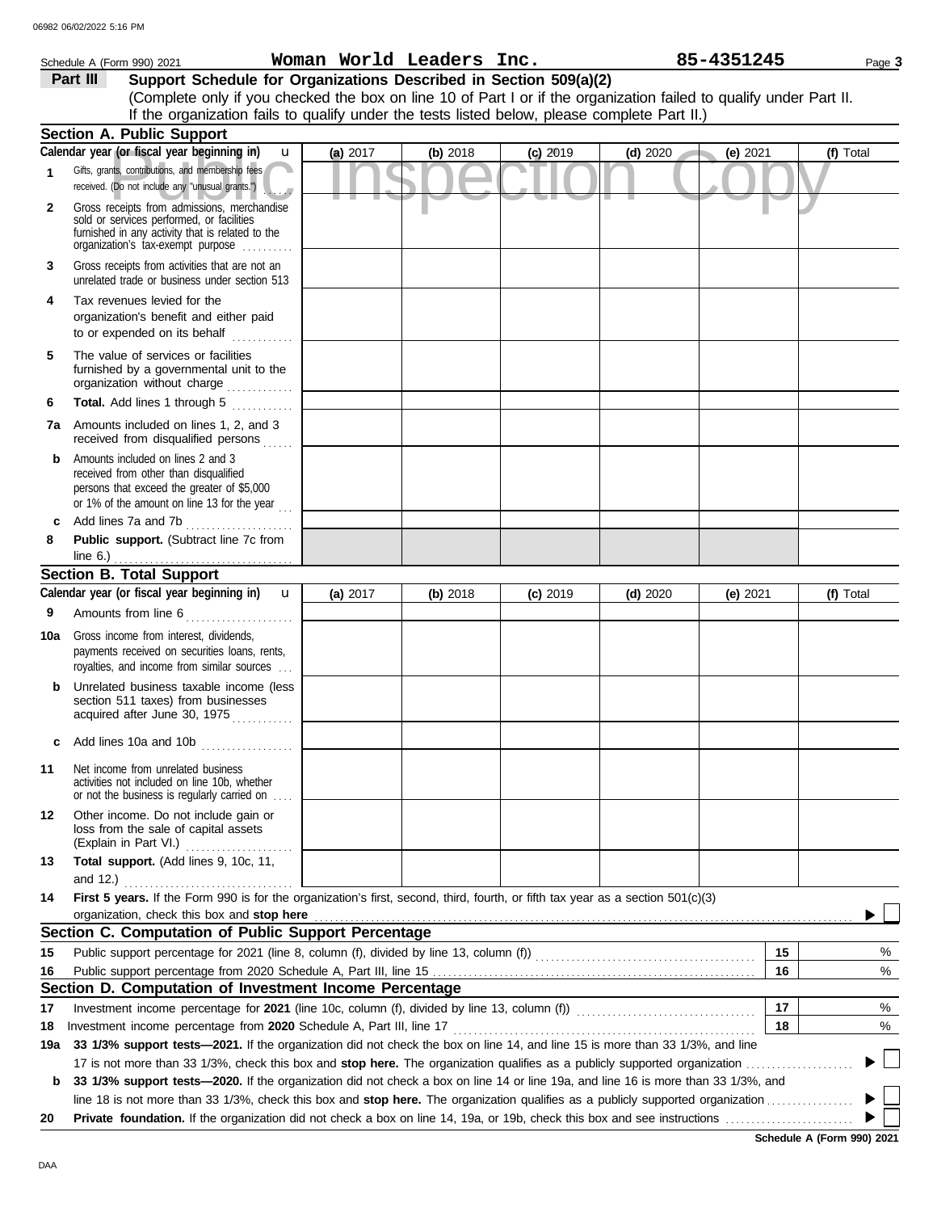Schedule A (Form 990) 2021 **Woman World Leaders Inc.** **85-4351245**

## Part III Support Schedule for Organizations Described in Section 509(a)(2)

(Complete only if you checked the box on line 10 of Part I or if the organization failed to qualify under Part II. If the organization fails to qualify under the tests listed below, please complete Part II.)

### Section A. Public Support

| Calendar year (or fiscal year beginning in) | (a) 2017 | (b) 2018 | (c) 2019 | (d) 2020 | (e) 2021 | (f) Total |
|---|---|---|---|---|---|---|
| 1 Gifts, grants, contributions, and membership fees received. (Do not include any "unusual grants.") | | | | | | |
| 2 Gross receipts from admissions, merchandise sold or services performed, or facilities furnished in any activity that is related to the organization's tax-exempt purpose | | | | | | |
| 3 Gross receipts from activities that are not an unrelated trade or business under section 513 | | | | | | |
| 4 Tax revenues levied for the organization's benefit and either paid to or expended on its behalf | | | | | | |
| 5 The value of services or facilities furnished by a governmental unit to the organization without charge | | | | | | |
| 6 **Total.** Add lines 1 through 5 | | | | | | |
| 7a Amounts included on lines 1, 2, and 3 received from disqualified persons | | | | | | |
| b Amounts included on lines 2 and 3 received from other than disqualified persons that exceed the greater of $5,000 or 1% of the amount on line 13 for the year | | | | | | |
| c Add lines 7a and 7b | | | | | | |
| 8 **Public support.** (Subtract line 7c from line 6.) | | | | | | |

### Section B. Total Support

| Calendar year (or fiscal year beginning in) | (a) 2017 | (b) 2018 | (c) 2019 | (d) 2020 | (e) 2021 | (f) Total |
|---|---|---|---|---|---|---|
| 9 Amounts from line 6 | | | | | | |
| 10a Gross income from interest, dividends, payments received on securities loans, rents, royalties, and income from similar sources | | | | | | |
| b Unrelated business taxable income (less section 511 taxes) from businesses acquired after June 30, 1975 | | | | | | |
| c Add lines 10a and 10b | | | | | | |
| 11 Net income from unrelated business activities not included on line 10b, whether or not the business is regularly carried on | | | | | | |
| 12 Other income. Do not include gain or loss from the sale of capital assets (Explain in Part VI.) | | | | | | |
| 13 **Total support.** (Add lines 9, 10c, 11, and 12.) | | | | | | |

**14** **First 5 years.** If the Form 990 is for the organization's first, second, third, fourth, or fifth tax year as a section 501(c)(3) organization, check this box and **stop here** ☐

### Section C. Computation of Public Support Percentage

| | | | |
|---|---|---|---|
| 15 | Public support percentage for 2021 (line 8, column (f), divided by line 13, column (f)) | 15 | % |
| 16 | Public support percentage from 2020 Schedule A, Part III, line 15 | 16 | % |

### Section D. Computation of Investment Income Percentage

| | | | |
|---|---|---|---|
| 17 | Investment income percentage for **2021** (line 10c, column (f), divided by line 13, column (f)) | 17 | % |
| 18 | Investment income percentage from **2020** Schedule A, Part III, line 17 | 18 | % |

**19a** **33 1/3% support tests—2021.** If the organization did not check the box on line 14, and line 15 is more than 33 1/3%, and line 17 is not more than 33 1/3%, check this box and **stop here.** The organization qualifies as a publicly supported organization ☐

**b** **33 1/3% support tests—2020.** If the organization did not check a box on line 14 or line 19a, and line 16 is more than 33 1/3%, and line 18 is not more than 33 1/3%, check this box and **stop here.** The organization qualifies as a publicly supported organization ☐

**20** **Private foundation.** If the organization did not check a box on line 14, 19a, or 19b, check this box and see instructions ☐

**Schedule A (Form 990) 2021**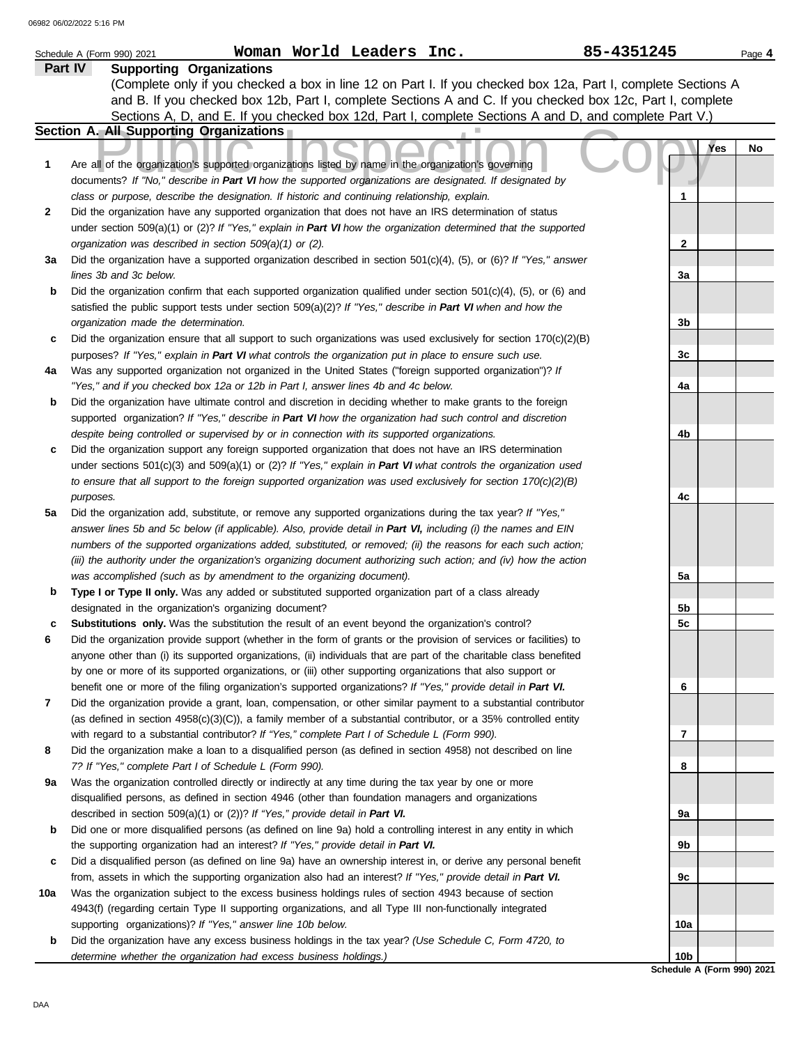Schedule A (Form 990) 2021 **Woman World Leaders Inc.** **85-4351245**

## Part IV Supporting Organizations

(Complete only if you checked a box in line 12 on Part I. If you checked box 12a, Part I, complete Sections A and B. If you checked box 12b, Part I, complete Sections A and C. If you checked box 12c, Part I, complete Sections A, D, and E. If you checked box 12d, Part I, complete Sections A and D, and complete Part V.)

### Section A. All Supporting Organizations

| | | | Yes | No |
|---|---|---|---|---|
| **1** | Are all of the organization's supported organizations listed by name in the organization's governing documents? *If "No," describe in **Part VI** how the supported organizations are designated. If designated by class or purpose, describe the designation. If historic and continuing relationship, explain.* | 1 | | |
| **2** | Did the organization have any supported organization that does not have an IRS determination of status under section 509(a)(1) or (2)? *If "Yes," explain in **Part VI** how the organization determined that the supported organization was described in section 509(a)(1) or (2).* | 2 | | |
| **3a** | Did the organization have a supported organization described in section 501(c)(4), (5), or (6)? *If "Yes," answer lines 3b and 3c below.* | 3a | | |
| **b** | Did the organization confirm that each supported organization qualified under section 501(c)(4), (5), or (6) and satisfied the public support tests under section 509(a)(2)? *If "Yes," describe in **Part VI** when and how the organization made the determination.* | 3b | | |
| **c** | Did the organization ensure that all support to such organizations was used exclusively for section 170(c)(2)(B) purposes? *If "Yes," explain in **Part VI** what controls the organization put in place to ensure such use.* | 3c | | |
| **4a** | Was any supported organization not organized in the United States ("foreign supported organization")? *If "Yes," and if you checked box 12a or 12b in Part I, answer lines 4b and 4c below.* | 4a | | |
| **b** | Did the organization have ultimate control and discretion in deciding whether to make grants to the foreign supported organization? *If "Yes," describe in **Part VI** how the organization had such control and discretion despite being controlled or supervised by or in connection with its supported organizations.* | 4b | | |
| **c** | Did the organization support any foreign supported organization that does not have an IRS determination under sections 501(c)(3) and 509(a)(1) or (2)? *If "Yes," explain in **Part VI** what controls the organization used to ensure that all support to the foreign supported organization was used exclusively for section 170(c)(2)(B) purposes.* | 4c | | |
| **5a** | Did the organization add, substitute, or remove any supported organizations during the tax year? *If "Yes," answer lines 5b and 5c below (if applicable). Also, provide detail in **Part VI,** including (i) the names and EIN numbers of the supported organizations added, substituted, or removed; (ii) the reasons for each such action; (iii) the authority under the organization's organizing document authorizing such action; and (iv) how the action was accomplished (such as by amendment to the organizing document).* | 5a | | |
| **b** | **Type I or Type II only.** Was any added or substituted supported organization part of a class already designated in the organization's organizing document? | 5b | | |
| **c** | **Substitutions only.** Was the substitution the result of an event beyond the organization's control? | 5c | | |
| **6** | Did the organization provide support (whether in the form of grants or the provision of services or facilities) to anyone other than (i) its supported organizations, (ii) individuals that are part of the charitable class benefited by one or more of its supported organizations, or (iii) other supporting organizations that also support or benefit one or more of the filing organization's supported organizations? *If "Yes," provide detail in **Part VI.*** | 6 | | |
| **7** | Did the organization provide a grant, loan, compensation, or other similar payment to a substantial contributor (as defined in section 4958(c)(3)(C)), a family member of a substantial contributor, or a 35% controlled entity with regard to a substantial contributor? *If "Yes," complete Part I of Schedule L (Form 990).* | 7 | | |
| **8** | Did the organization make a loan to a disqualified person (as defined in section 4958) not described on line 7? *If "Yes," complete Part I of Schedule L (Form 990).* | 8 | | |
| **9a** | Was the organization controlled directly or indirectly at any time during the tax year by one or more disqualified persons, as defined in section 4946 (other than foundation managers and organizations described in section 509(a)(1) or (2))? *If "Yes," provide detail in **Part VI.*** | 9a | | |
| **b** | Did one or more disqualified persons (as defined on line 9a) hold a controlling interest in any entity in which the supporting organization had an interest? *If "Yes," provide detail in **Part VI.*** | 9b | | |
| **c** | Did a disqualified person (as defined on line 9a) have an ownership interest in, or derive any personal benefit from, assets in which the supporting organization also had an interest? *If "Yes," provide detail in **Part VI.*** | 9c | | |
| **10a** | Was the organization subject to the excess business holdings rules of section 4943 because of section 4943(f) (regarding certain Type II supporting organizations, and all Type III non-functionally integrated supporting organizations)? *If "Yes," answer line 10b below.* | 10a | | |
| **b** | Did the organization have any excess business holdings in the tax year? *(Use Schedule C, Form 4720, to determine whether the organization had excess business holdings.)* | 10b | | |

Schedule A (Form 990) 2021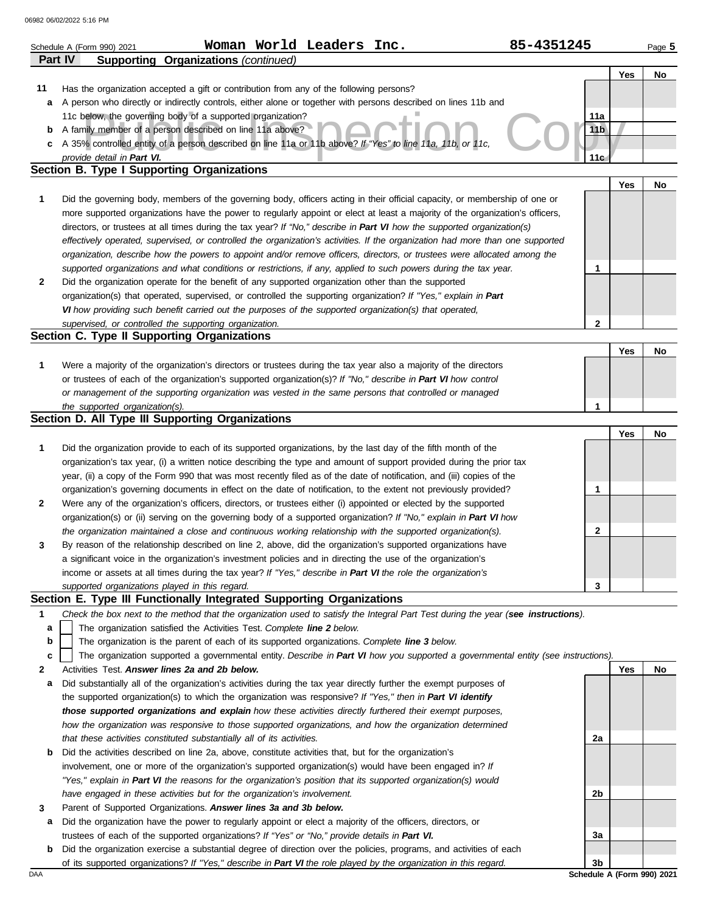Schedule A (Form 990) 2021 **Woman World Leaders Inc.** **85-4351245**

## Part IV Supporting Organizations *(continued)*

| | | | Yes | No |
|---|---|---|---|---|
| **11** | Has the organization accepted a gift or contribution from any of the following persons? | | | |
| **a** | A person who directly or indirectly controls, either alone or together with persons described on lines 11b and 11c below, the governing body of a supported organization? | 11a | | |
| **b** | A family member of a person described on line 11a above? | 11b | | |
| **c** | A 35% controlled entity of a person described on line 11a or 11b above? *If "Yes" to line 11a, 11b, or 11c, provide detail in **Part VI**.* | 11c | | |

### Section B. Type I Supporting Organizations

| | | | Yes | No |
|---|---|---|---|---|
| **1** | Did the governing body, members of the governing body, officers acting in their official capacity, or membership of one or more supported organizations have the power to regularly appoint or elect at least a majority of the organization's officers, directors, or trustees at all times during the tax year? *If "No," describe in **Part VI** how the supported organization(s) effectively operated, supervised, or controlled the organization's activities. If the organization had more than one supported organization, describe how the powers to appoint and/or remove officers, directors, or trustees were allocated among the supported organizations and what conditions or restrictions, if any, applied to such powers during the tax year.* | 1 | | |
| **2** | Did the organization operate for the benefit of any supported organization other than the supported organization(s) that operated, supervised, or controlled the supporting organization? *If "Yes," explain in **Part VI** how providing such benefit carried out the purposes of the supported organization(s) that operated, supervised, or controlled the supporting organization.* | 2 | | |

### Section C. Type II Supporting Organizations

| | | | Yes | No |
|---|---|---|---|---|
| **1** | Were a majority of the organization's directors or trustees during the tax year also a majority of the directors or trustees of each of the organization's supported organization(s)? *If "No," describe in **Part VI** how control or management of the supporting organization was vested in the same persons that controlled or managed the supported organization(s).* | 1 | | |

### Section D. All Type III Supporting Organizations

| | | | Yes | No |
|---|---|---|---|---|
| **1** | Did the organization provide to each of its supported organizations, by the last day of the fifth month of the organization's tax year, (i) a written notice describing the type and amount of support provided during the prior tax year, (ii) a copy of the Form 990 that was most recently filed as of the date of notification, and (iii) copies of the organization's governing documents in effect on the date of notification, to the extent not previously provided? | 1 | | |
| **2** | Were any of the organization's officers, directors, or trustees either (i) appointed or elected by the supported organization(s) or (ii) serving on the governing body of a supported organization? *If "No," explain in **Part VI** how the organization maintained a close and continuous working relationship with the supported organization(s).* | 2 | | |
| **3** | By reason of the relationship described on line 2, above, did the organization's supported organizations have a significant voice in the organization's investment policies and in directing the use of the organization's income or assets at all times during the tax year? *If "Yes," describe in **Part VI** the role the organization's supported organizations played in this regard.* | 3 | | |

### Section E. Type III Functionally Integrated Supporting Organizations

**1** *Check the box next to the method that the organization used to satisfy the Integral Part Test during the year (**see instructions**).*

- **a** ☐ The organization satisfied the Activities Test. *Complete **line 2** below.*
- **b** ☐ The organization is the parent of each of its supported organizations. *Complete **line 3** below.*
- **c** ☐ The organization supported a governmental entity. *Describe in **Part VI** how you supported a governmental entity (see instructions).*

| | | | Yes | No |
|---|---|---|---|---|
| **2** | Activities Test. ***Answer lines 2a and 2b below.*** | | | |
| **a** | Did substantially all of the organization's activities during the tax year directly further the exempt purposes of the supported organization(s) to which the organization was responsive? *If "Yes," then in **Part VI identify those supported organizations and explain** how these activities directly furthered their exempt purposes, how the organization was responsive to those supported organizations, and how the organization determined that these activities constituted substantially all of its activities.* | 2a | | |
| **b** | Did the activities described on line 2a, above, constitute activities that, but for the organization's involvement, one or more of the organization's supported organization(s) would have been engaged in? *If "Yes," explain in **Part VI** the reasons for the organization's position that its supported organization(s) would have engaged in these activities but for the organization's involvement.* | 2b | | |
| **3** | Parent of Supported Organizations. ***Answer lines 3a and 3b below.*** | | | |
| **a** | Did the organization have the power to regularly appoint or elect a majority of the officers, directors, or trustees of each of the supported organizations? *If "Yes" or "No," provide details in **Part VI.*** | 3a | | |
| **b** | Did the organization exercise a substantial degree of direction over the policies, programs, and activities of each of its supported organizations? *If "Yes," describe in **Part VI** the role played by the organization in this regard.* | 3b | | |

**Schedule A (Form 990) 2021**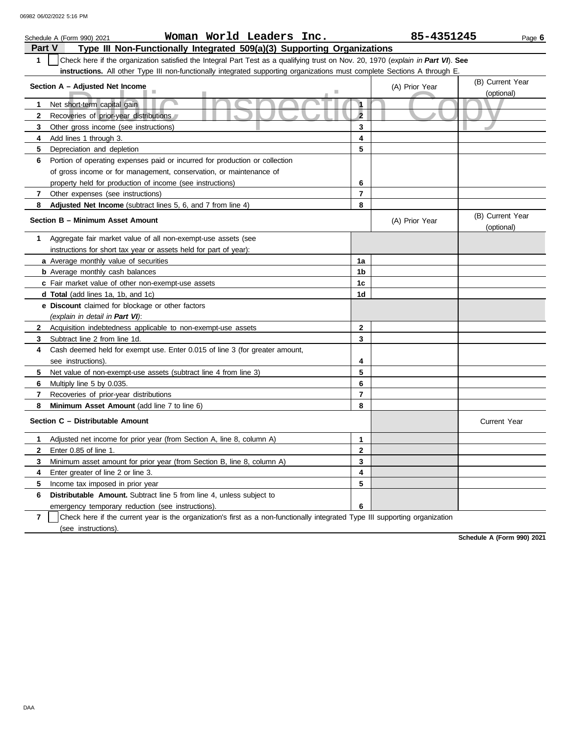Schedule A (Form 990) 2021 **Woman World Leaders Inc.** **85-4351245**

## Part V Type III Non-Functionally Integrated 509(a)(3) Supporting Organizations

**1** ☐ Check here if the organization satisfied the Integral Part Test as a qualifying trust on Nov. 20, 1970 (*explain in* ***Part VI***). **See instructions.** All other Type III non-functionally integrated supporting organizations must complete Sections A through E.

| **Section A – Adjusted Net Income** | | (A) Prior Year | (B) Current Year (optional) |
|---|---|---|---|
| **1** Net short-term capital gain | **1** | | |
| **2** Recoveries of prior-year distributions | **2** | | |
| **3** Other gross income (see instructions) | **3** | | |
| **4** Add lines 1 through 3. | **4** | | |
| **5** Depreciation and depletion | **5** | | |
| **6** Portion of operating expenses paid or incurred for production or collection of gross income or for management, conservation, or maintenance of property held for production of income (see instructions) | **6** | | |
| **7** Other expenses (see instructions) | **7** | | |
| **8** **Adjusted Net Income** (subtract lines 5, 6, and 7 from line 4) | **8** | | |

| **Section B – Minimum Asset Amount** | | (A) Prior Year | (B) Current Year (optional) |
|---|---|---|---|
| **1** Aggregate fair market value of all non-exempt-use assets (see instructions for short tax year or assets held for part of year): | | | |
| **a** Average monthly value of securities | **1a** | | |
| **b** Average monthly cash balances | **1b** | | |
| **c** Fair market value of other non-exempt-use assets | **1c** | | |
| **d Total** (add lines 1a, 1b, and 1c) | **1d** | | |
| **e Discount** claimed for blockage or other factors (*explain in detail in* ***Part VI***): | | | |
| **2** Acquisition indebtedness applicable to non-exempt-use assets | **2** | | |
| **3** Subtract line 2 from line 1d. | **3** | | |
| **4** Cash deemed held for exempt use. Enter 0.015 of line 3 (for greater amount, see instructions). | **4** | | |
| **5** Net value of non-exempt-use assets (subtract line 4 from line 3) | **5** | | |
| **6** Multiply line 5 by 0.035. | **6** | | |
| **7** Recoveries of prior-year distributions | **7** | | |
| **8** **Minimum Asset Amount** (add line 7 to line 6) | **8** | | |

| **Section C – Distributable Amount** | | | Current Year |
|---|---|---|---|
| **1** Adjusted net income for prior year (from Section A, line 8, column A) | **1** | | |
| **2** Enter 0.85 of line 1. | **2** | | |
| **3** Minimum asset amount for prior year (from Section B, line 8, column A) | **3** | | |
| **4** Enter greater of line 2 or line 3. | **4** | | |
| **5** Income tax imposed in prior year | **5** | | |
| **6** **Distributable Amount.** Subtract line 5 from line 4, unless subject to emergency temporary reduction (see instructions). | **6** | | |

**7** ☐ Check here if the current year is the organization's first as a non-functionally integrated Type III supporting organization (see instructions).

**Schedule A (Form 990) 2021**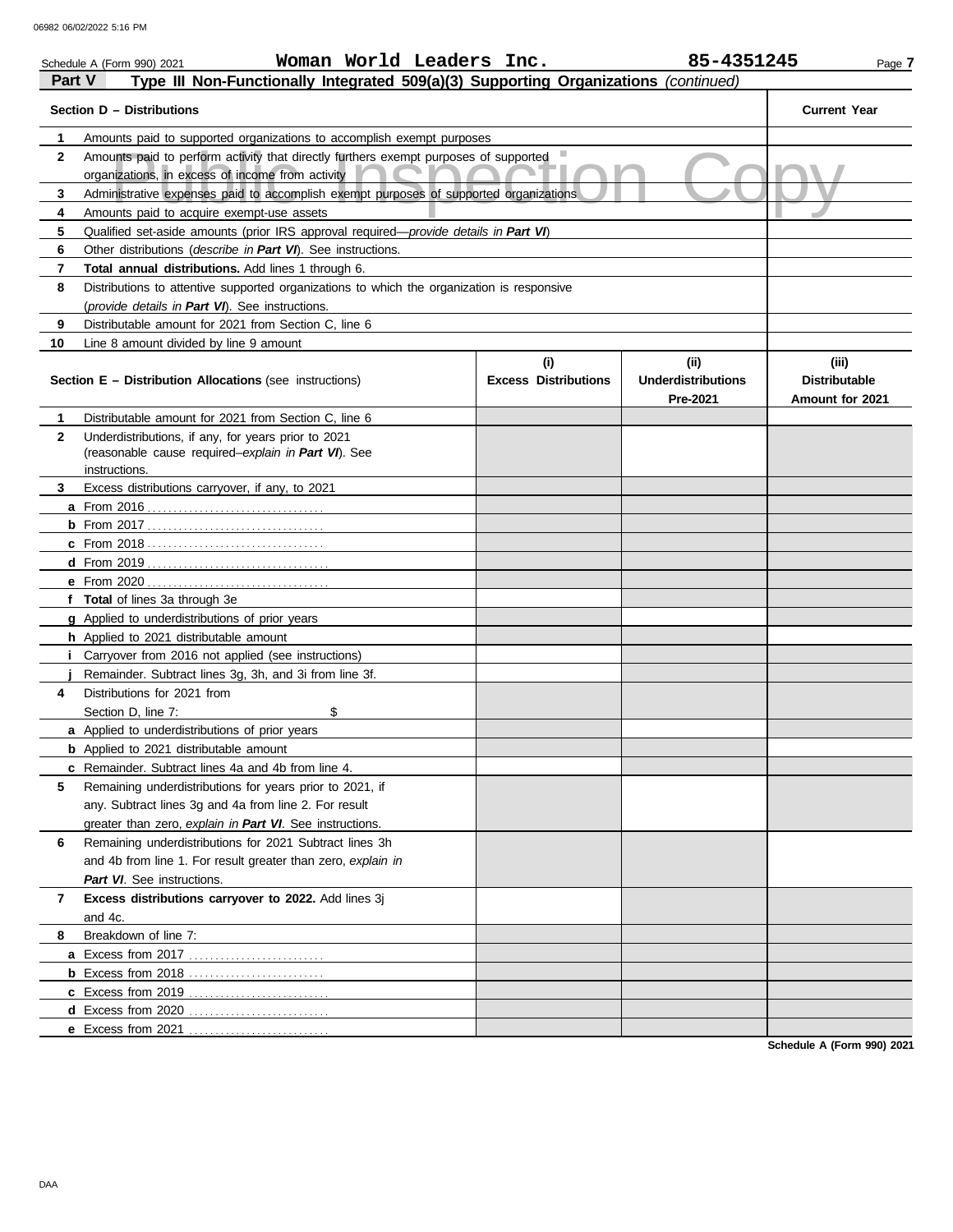06982 06/02/2022 5:16 PM

Schedule A (Form 990) 2021 **Woman World Leaders Inc.** **85-4351245**

## Part V Type III Non-Functionally Integrated 509(a)(3) Supporting Organizations *(continued)*

| | **Section D – Distributions** | **Current Year** |
|---|---|---|
| 1 | Amounts paid to supported organizations to accomplish exempt purposes | |
| 2 | Amounts paid to perform activity that directly furthers exempt purposes of supported organizations, in excess of income from activity | |
| 3 | Administrative expenses paid to accomplish exempt purposes of supported organizations | |
| 4 | Amounts paid to acquire exempt-use assets | |
| 5 | Qualified set-aside amounts (prior IRS approval required—*provide details in* ***Part VI***) | |
| 6 | Other distributions (*describe in* ***Part VI***). See instructions. | |
| 7 | **Total annual distributions.** Add lines 1 through 6. | |
| 8 | Distributions to attentive supported organizations to which the organization is responsive (*provide details in* ***Part VI***). See instructions. | |
| 9 | Distributable amount for 2021 from Section C, line 6 | |
| 10 | Line 8 amount divided by line 9 amount | |

| | **Section E – Distribution Allocations** (see instructions) | **(i) Excess Distributions** | **(ii) Underdistributions Pre-2021** | **(iii) Distributable Amount for 2021** |
|---|---|---|---|---|
| 1 | Distributable amount for 2021 from Section C, line 6 | | | |
| 2 | Underdistributions, if any, for years prior to 2021 (reasonable cause required–*explain in* ***Part VI***). See instructions. | | | |
| 3 | Excess distributions carryover, if any, to 2021 | | | |
| a | From 2016 | | | |
| b | From 2017 | | | |
| c | From 2018 | | | |
| d | From 2019 | | | |
| e | From 2020 | | | |
| f | **Total** of lines 3a through 3e | | | |
| g | Applied to underdistributions of prior years | | | |
| h | Applied to 2021 distributable amount | | | |
| i | Carryover from 2016 not applied (see instructions) | | | |
| j | Remainder. Subtract lines 3g, 3h, and 3i from line 3f. | | | |
| 4 | Distributions for 2021 from Section D, line 7: $ | | | |
| a | Applied to underdistributions of prior years | | | |
| b | Applied to 2021 distributable amount | | | |
| c | Remainder. Subtract lines 4a and 4b from line 4. | | | |
| 5 | Remaining underdistributions for years prior to 2021, if any. Subtract lines 3g and 4a from line 2. For result greater than zero, *explain in* ***Part VI***. See instructions. | | | |
| 6 | Remaining underdistributions for 2021 Subtract lines 3h and 4b from line 1. For result greater than zero, *explain in* ***Part VI***. See instructions. | | | |
| 7 | **Excess distributions carryover to 2022.** Add lines 3j and 4c. | | | |
| 8 | Breakdown of line 7: | | | |
| a | Excess from 2017 | | | |
| b | Excess from 2018 | | | |
| c | Excess from 2019 | | | |
| d | Excess from 2020 | | | |
| e | Excess from 2021 | | | |

**Schedule A (Form 990) 2021**

DAA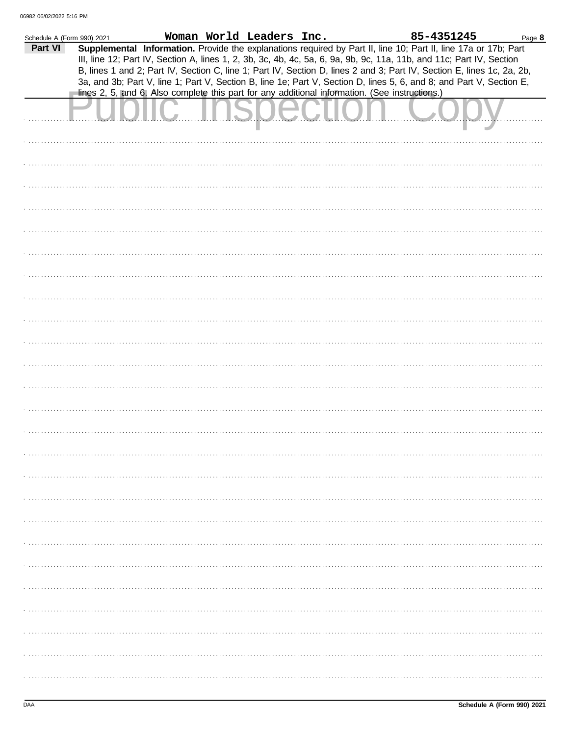Schedule A (Form 990) 2021 **Woman World Leaders Inc.** **85-4351245**

**Part VI** **Supplemental Information.** Provide the explanations required by Part II, line 10; Part II, line 17a or 17b; Part III, line 12; Part IV, Section A, lines 1, 2, 3b, 3c, 4b, 4c, 5a, 6, 9a, 9b, 9c, 11a, 11b, and 11c; Part IV, Section B, lines 1 and 2; Part IV, Section C, line 1; Part IV, Section D, lines 2 and 3; Part IV, Section E, lines 1c, 2a, 2b, 3a, and 3b; Part V, line 1; Part V, Section B, line 1e; Part V, Section D, lines 5, 6, and 8; and Part V, Section E, lines 2, 5, and 6. Also complete this part for any additional information. (See instructions.)

Public Inspection Copy

**Schedule A (Form 990) 2021**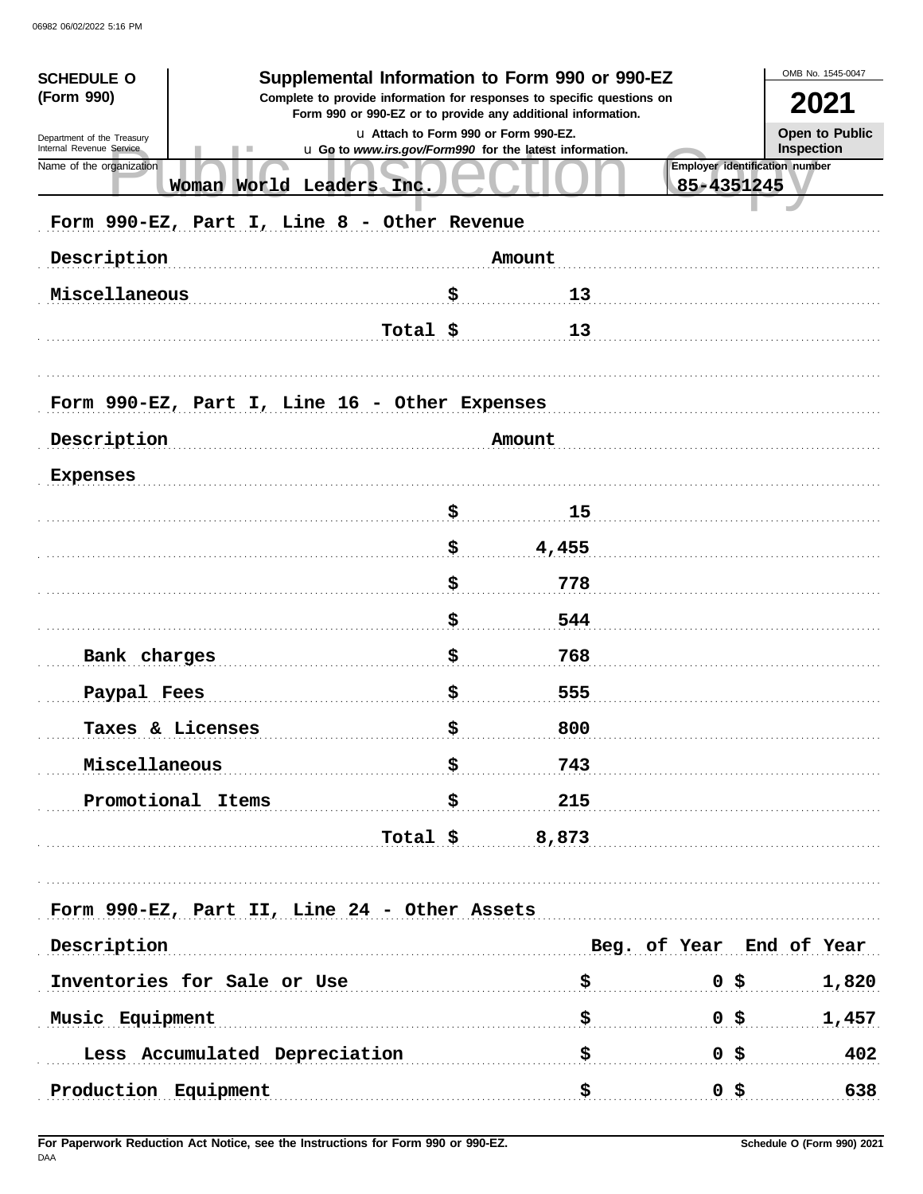**SCHEDULE O (Form 990)**

Department of the Treasury
Internal Revenue Service

# Supplemental Information to Form 990 or 990-EZ

**Complete to provide information for responses to specific questions on Form 990 or 990-EZ or to provide any additional information.**

u Attach to Form 990 or Form 990-EZ.

u Go to *www.irs.gov/Form990* for the latest information.

OMB No. 1545-0047

**2021**

**Open to Public Inspection**

Name of the organization: Woman World Leaders Inc.

Employer identification number: 85-4351245

## Form 990-EZ, Part I, Line 8 - Other Revenue

| Description | Amount |
|---|---|
| Miscellaneous | $ 13 |
| Total | $ 13 |

## Form 990-EZ, Part I, Line 16 - Other Expenses

| Description | Amount |
|---|---|
| Expenses | |
| | $ 15 |
| | $ 4,455 |
| | $ 778 |
| | $ 544 |
| Bank charges | $ 768 |
| Paypal Fees | $ 555 |
| Taxes & Licenses | $ 800 |
| Miscellaneous | $ 743 |
| Promotional Items | $ 215 |
| Total | $ 8,873 |

## Form 990-EZ, Part II, Line 24 - Other Assets

| Description | Beg. of Year | End of Year |
|---|---|---|
| Inventories for Sale or Use | $ 0 | $ 1,820 |
| Music Equipment | $ 0 | $ 1,457 |
| Less Accumulated Depreciation | $ 0 | $ 402 |
| Production Equipment | $ 0 | $ 638 |

**For Paperwork Reduction Act Notice, see the Instructions for Form 990 or 990-EZ.**

DAA

**Schedule O (Form 990) 2021**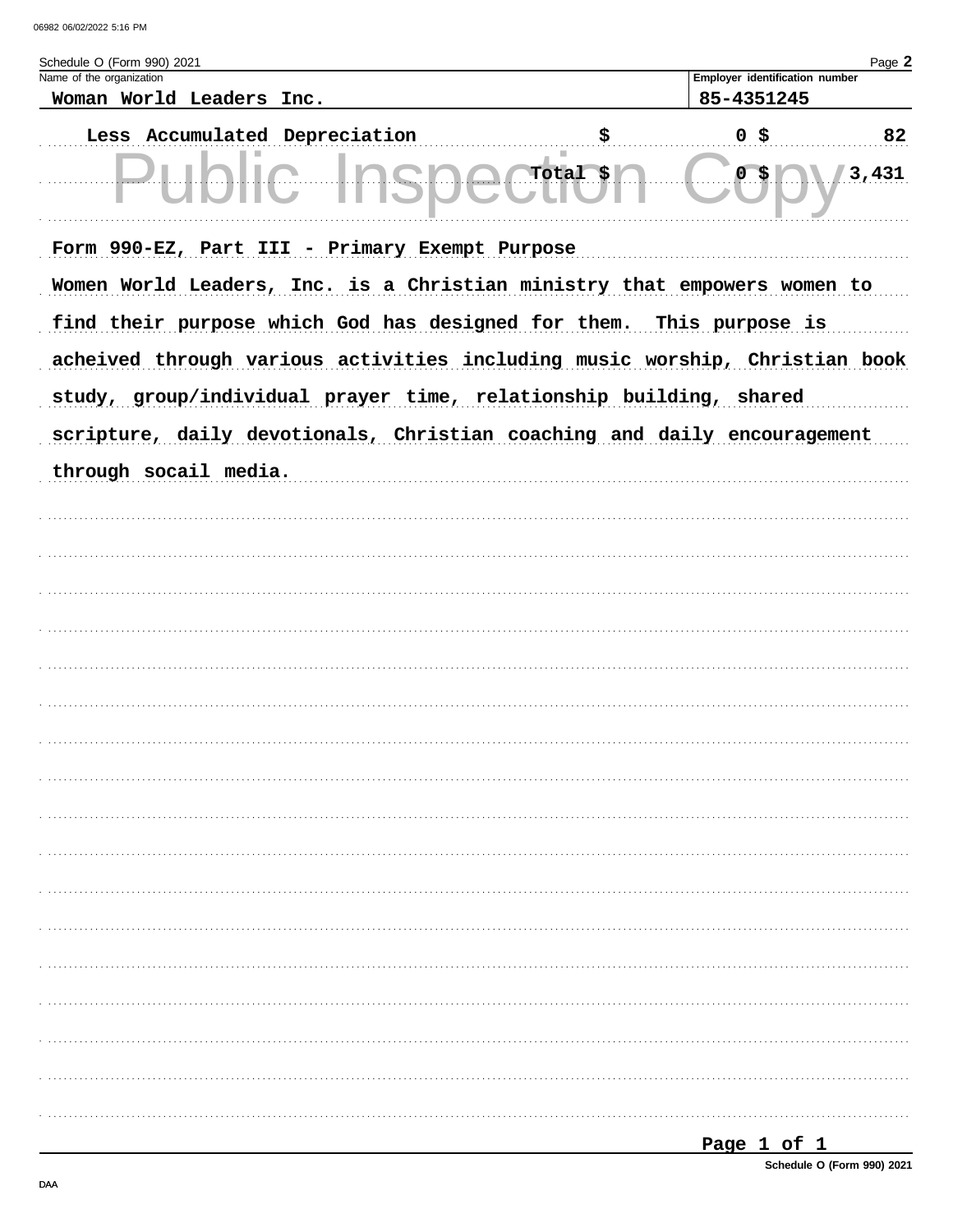Schedule O (Form 990) 2021

| Name of the organization | Employer identification number |
|---|---|
| Woman World Leaders Inc. | 85-4351245 |

| | | | | |
|---|---|---|---|---|
| Less Accumulated Depreciation | $ | 0 | $ | 82 |
| Total | $ | 0 | $ | 3,431 |

Form 990-EZ, Part III - Primary Exempt Purpose

Women World Leaders, Inc. is a Christian ministry that empowers women to find their purpose which God has designed for them. This purpose is acheived through various activities including music worship, Christian book study, group/individual prayer time, relationship building, shared scripture, daily devotionals, Christian coaching and daily encouragement through socail media.